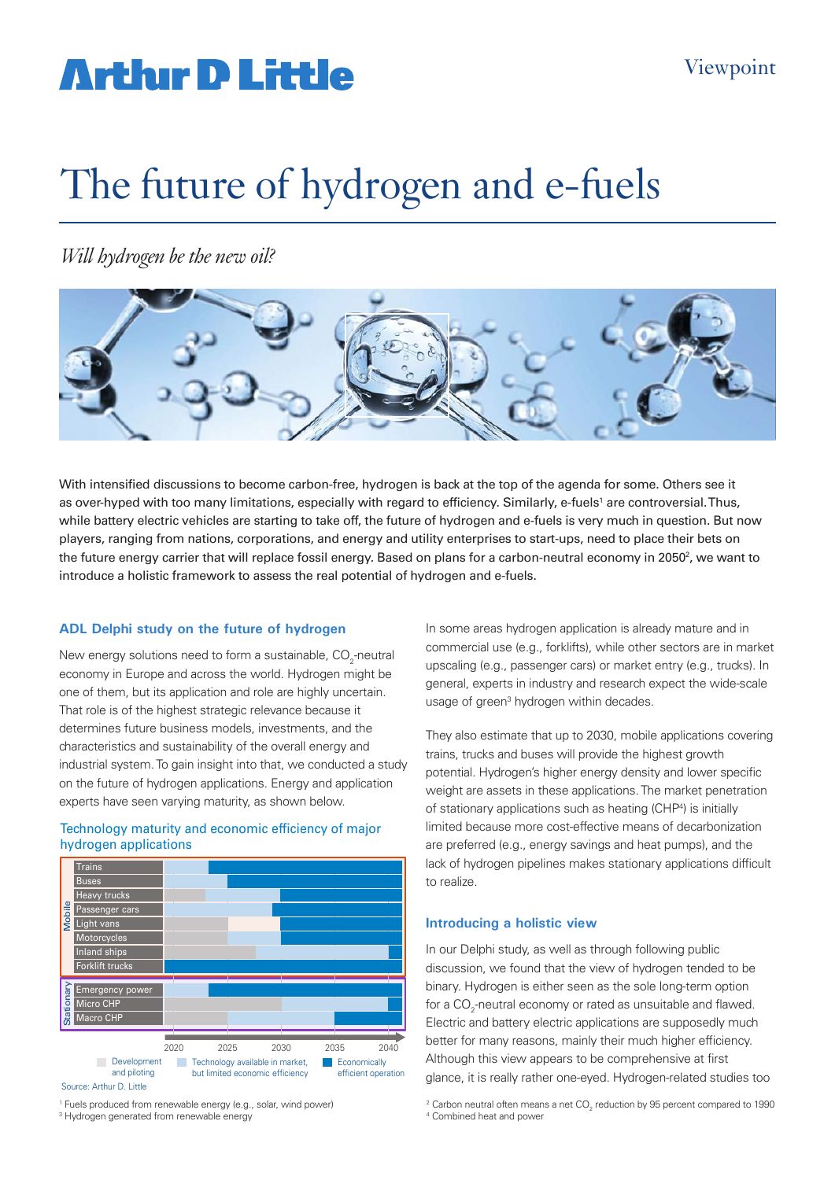# The future of hydrogen and e-fuels

*Will hydrogen be the new oil?*

With intensified discussions to become carbon-free, hydrogen is back at the top of the agenda for some. Others see it as over-hyped with too many limitations, especially with regard to efficiency. Similarly, e-fuels[1] are controversial. Thus, while battery electric vehicles are starting to take off, the future of hydrogen and e-fuels is very much in question. But now players, ranging from nations, corporations, and energy and utility enterprises to start-ups, need to place their bets on the future energy carrier that will replace fossil energy. Based on plans for a carbon-neutral economy in 2050[2], we want to introduce a holistic framework to assess the real potential of hydrogen and e-fuels.

## ADL Delphi study on the future of hydrogen

New energy solutions need to form a sustainable, $CO_2$-neutral economy in Europe and across the world. Hydrogen might be one of them, but its application and role are highly uncertain. That role is of the highest strategic relevance because it determines future business models, investments, and the characteristics and sustainability of the overall energy and industrial system. To gain insight into that, we conducted a study on the future of hydrogen applications. Energy and application experts have seen varying maturity, as shown below.

**Technology maturity and economic efficiency of major hydrogen applications**

| | Application |
|---|---|
| Mobile | Trains |
| | Buses |
| | Heavy trucks |
| | Passenger cars |
| | Light vans |
| | Motorcycles |
| | Inland ships |
| | Forklift trucks |
| Stationary | Emergency power |
| | Micro CHP |
| | Macro CHP |

Timeline: 2020, 2025, 2030, 2035, 2040

Legend: Development and piloting; Technology available in market, but limited economic efficiency; Economically efficient operation

Source: Arthur D. Little

In some areas hydrogen application is already mature and in commercial use (e.g., forklifts), while other sectors are in market upscaling (e.g., passenger cars) or market entry (e.g., trucks). In general, experts in industry and research expect the wide-scale usage of green[3] hydrogen within decades.

They also estimate that up to 2030, mobile applications covering trains, trucks and buses will provide the highest growth potential. Hydrogen's higher energy density and lower specific weight are assets in these applications. The market penetration of stationary applications such as heating (CHP[4]) is initially limited because more cost-effective means of decarbonization are preferred (e.g., energy savings and heat pumps), and the lack of hydrogen pipelines makes stationary applications difficult to realize.

## Introducing a holistic view

In our Delphi study, as well as through following public discussion, we found that the view of hydrogen tended to be binary. Hydrogen is either seen as the sole long-term option for a $CO_2$-neutral economy or rated as unsuitable and flawed. Electric and battery electric applications are supposedly much better for many reasons, mainly their much higher efficiency. Although this view appears to be comprehensive at first glance, it is really rather one-eyed. Hydrogen-related studies too

---

[1] Fuels produced from renewable energy (e.g., solar, wind power)
[2] Carbon neutral often means a net $CO_2$ reduction by 95 percent compared to 1990
[3] Hydrogen generated from renewable energy
[4] Combined heat and power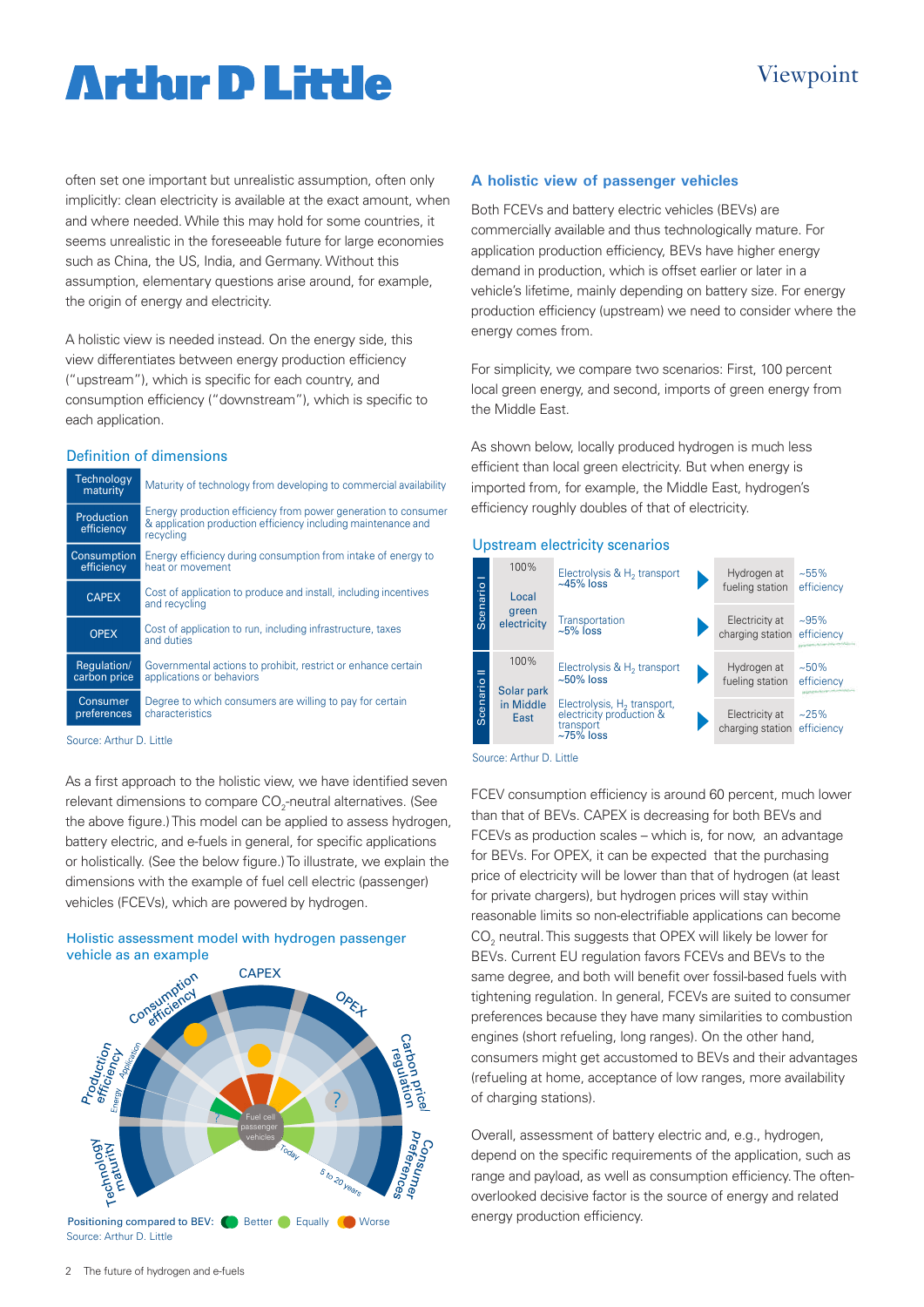often set one important but unrealistic assumption, often only implicitly: clean electricity is available at the exact amount, when and where needed. While this may hold for some countries, it seems unrealistic in the foreseeable future for large economies such as China, the US, India, and Germany. Without this assumption, elementary questions arise around, for example, the origin of energy and electricity.

A holistic view is needed instead. On the energy side, this view differentiates between energy production efficiency ("upstream"), which is specific for each country, and consumption efficiency ("downstream"), which is specific to each application.

### Definition of dimensions

| Dimension | Definition |
|---|---|
| Technology maturity | Maturity of technology from developing to commercial availability |
| Production efficiency | Energy production efficiency from power generation to consumer & application production efficiency including maintenance and recycling |
| Consumption efficiency | Energy efficiency during consumption from intake of energy to heat or movement |
| CAPEX | Cost of application to produce and install, including incentives and recycling |
| OPEX | Cost of application to run, including infrastructure, taxes and duties |
| Regulation/ carbon price | Governmental actions to prohibit, restrict or enhance certain applications or behaviors |
| Consumer preferences | Degree to which consumers are willing to pay for certain characteristics |

Source: Arthur D. Little

As a first approach to the holistic view, we have identified seven relevant dimensions to compare $CO_2$-neutral alternatives. (See the above figure.) This model can be applied to assess hydrogen, battery electric, and e-fuels in general, for specific applications or holistically. (See the below figure.) To illustrate, we explain the dimensions with the example of fuel cell electric (passenger) vehicles (FCEVs), which are powered by hydrogen.

### Holistic assessment model with hydrogen passenger vehicle as an example

Positioning compared to BEV: Better, Equally, Worse

Source: Arthur D. Little

### A holistic view of passenger vehicles

Both FCEVs and battery electric vehicles (BEVs) are commercially available and thus technologically mature. For application production efficiency, BEVs have higher energy demand in production, which is offset earlier or later in a vehicle's lifetime, mainly depending on battery size. For energy production efficiency (upstream) we need to consider where the energy comes from.

For simplicity, we compare two scenarios: First, 100 percent local green energy, and second, imports of green energy from the Middle East.

As shown below, locally produced hydrogen is much less efficient than local green electricity. But when energy is imported from, for example, the Middle East, hydrogen's efficiency roughly doubles of that of electricity.

### Upstream electricity scenarios

| Scenario | Source | Path | Destination | Efficiency |
|---|---|---|---|---|
| Scenario I | 100% Local green electricity | Electrolysis & $H_2$ transport ~45% loss | Hydrogen at fueling station | ~55% efficiency |
| | | Transportation ~5% loss | Electricity at charging station | ~95% efficiency |
| Scenario II | 100% Solar park in Middle East | Electrolysis & $H_2$ transport ~50% loss | Hydrogen at fueling station | ~50% efficiency |
| | | Electrolysis, $H_2$ transport, electricity production & transport ~75% loss | Electricity at charging station | ~25% efficiency |

Source: Arthur D. Little

FCEV consumption efficiency is around 60 percent, much lower than that of BEVs. CAPEX is decreasing for both BEVs and FCEVs as production scales – which is, for now, an advantage for BEVs. For OPEX, it can be expected that the purchasing price of electricity will be lower than that of hydrogen (at least for private chargers), but hydrogen prices will stay within reasonable limits so non-electrifiable applications can become $CO_2$ neutral. This suggests that OPEX will likely be lower for BEVs. Current EU regulation favors FCEVs and BEVs to the same degree, and both will benefit over fossil-based fuels with tightening regulation. In general, FCEVs are suited to consumer preferences because they have many similarities to combustion engines (short refueling, long ranges). On the other hand, consumers might get accustomed to BEVs and their advantages (refueling at home, acceptance of low ranges, more availability of charging stations).

Overall, assessment of battery electric and, e.g., hydrogen, depend on the specific requirements of the application, such as range and payload, as well as consumption efficiency. The often-overlooked decisive factor is the source of energy and related energy production efficiency.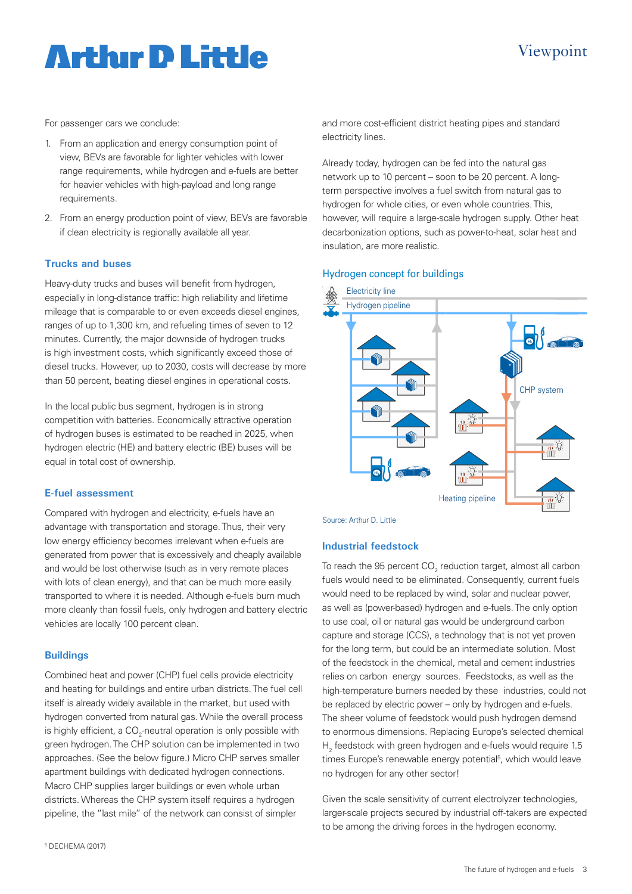For passenger cars we conclude:

1. From an application and energy consumption point of view, BEVs are favorable for lighter vehicles with lower range requirements, while hydrogen and e-fuels are better for heavier vehicles with high-payload and long range requirements.
2. From an energy production point of view, BEVs are favorable if clean electricity is regionally available all year.

### Trucks and buses

Heavy-duty trucks and buses will benefit from hydrogen, especially in long-distance traffic: high reliability and lifetime mileage that is comparable to or even exceeds diesel engines, ranges of up to 1,300 km, and refueling times of seven to 12 minutes. Currently, the major downside of hydrogen trucks is high investment costs, which significantly exceed those of diesel trucks. However, up to 2030, costs will decrease by more than 50 percent, beating diesel engines in operational costs.

In the local public bus segment, hydrogen is in strong competition with batteries. Economically attractive operation of hydrogen buses is estimated to be reached in 2025, when hydrogen electric (HE) and battery electric (BE) buses will be equal in total cost of ownership.

### E-fuel assessment

Compared with hydrogen and electricity, e-fuels have an advantage with transportation and storage. Thus, their very low energy efficiency becomes irrelevant when e-fuels are generated from power that is excessively and cheaply available and would be lost otherwise (such as in very remote places with lots of clean energy), and that can be much more easily transported to where it is needed. Although e-fuels burn much more cleanly than fossil fuels, only hydrogen and battery electric vehicles are locally 100 percent clean.

### Buildings

Combined heat and power (CHP) fuel cells provide electricity and heating for buildings and entire urban districts. The fuel cell itself is already widely available in the market, but used with hydrogen converted from natural gas. While the overall process is highly efficient, a $CO_2$-neutral operation is only possible with green hydrogen. The CHP solution can be implemented in two approaches. (See the below figure.) Micro CHP serves smaller apartment buildings with dedicated hydrogen connections. Macro CHP supplies larger buildings or even whole urban districts. Whereas the CHP system itself requires a hydrogen pipeline, the "last mile" of the network can consist of simpler and more cost-efficient district heating pipes and standard electricity lines.

Already today, hydrogen can be fed into the natural gas network up to 10 percent – soon to be 20 percent. A long-term perspective involves a fuel switch from natural gas to hydrogen for whole cities, or even whole countries. This, however, will require a large-scale hydrogen supply. Other heat decarbonization options, such as power-to-heat, solar heat and insulation, are more realistic.

**Hydrogen concept for buildings**

Electricity line

Hydrogen pipeline

CHP system

Heating pipeline

Source: Arthur D. Little

### Industrial feedstock

To reach the 95 percent $CO_2$ reduction target, almost all carbon fuels would need to be eliminated. Consequently, current fuels would need to be replaced by wind, solar and nuclear power, as well as (power-based) hydrogen and e-fuels. The only option to use coal, oil or natural gas would be underground carbon capture and storage (CCS), a technology that is not yet proven for the long term, but could be an intermediate solution. Most of the feedstock in the chemical, metal and cement industries relies on carbon energy sources. Feedstocks, as well as the high-temperature burners needed by these industries, could not be replaced by electric power – only by hydrogen and e-fuels. The sheer volume of feedstock would push hydrogen demand to enormous dimensions. Replacing Europe's selected chemical $H_2$ feedstock with green hydrogen and e-fuels would require 1.5 times Europe's renewable energy potential[5], which would leave no hydrogen for any other sector!

Given the scale sensitivity of current electrolyzer technologies, larger-scale projects secured by industrial off-takers are expected to be among the driving forces in the hydrogen economy.

[5] DECHEMA (2017)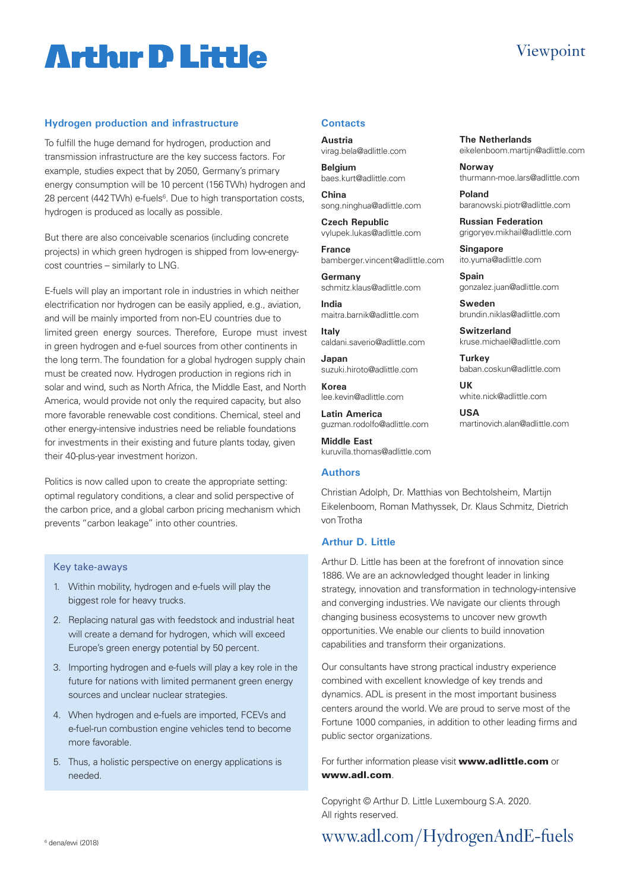## Hydrogen production and infrastructure

To fulfill the huge demand for hydrogen, production and transmission infrastructure are the key success factors. For example, studies expect that by 2050, Germany's primary energy consumption will be 10 percent (156 TWh) hydrogen and 28 percent (442 TWh) e-fuels[6]. Due to high transportation costs, hydrogen is produced as locally as possible.

But there are also conceivable scenarios (including concrete projects) in which green hydrogen is shipped from low-energy-cost countries – similarly to LNG.

E-fuels will play an important role in industries in which neither electrification nor hydrogen can be easily applied, e.g., aviation, and will be mainly imported from non-EU countries due to limited green energy sources. Therefore, Europe must invest in green hydrogen and e-fuel sources from other continents in the long term. The foundation for a global hydrogen supply chain must be created now. Hydrogen production in regions rich in solar and wind, such as North Africa, the Middle East, and North America, would provide not only the required capacity, but also more favorable renewable cost conditions. Chemical, steel and other energy-intensive industries need be reliable foundations for investments in their existing and future plants today, given their 40-plus-year investment horizon.

Politics is now called upon to create the appropriate setting: optimal regulatory conditions, a clear and solid perspective of the carbon price, and a global carbon pricing mechanism which prevents "carbon leakage" into other countries.

### Key take-aways

1. Within mobility, hydrogen and e-fuels will play the biggest role for heavy trucks.
2. Replacing natural gas with feedstock and industrial heat will create a demand for hydrogen, which will exceed Europe's green energy potential by 50 percent.
3. Importing hydrogen and e-fuels will play a key role in the future for nations with limited permanent green energy sources and unclear nuclear strategies.
4. When hydrogen and e-fuels are imported, FCEVs and e-fuel-run combustion engine vehicles tend to become more favorable.
5. Thus, a holistic perspective on energy applications is needed.

[6] dena/ewi (2018)

## Contacts

**Austria**
virag.bela@adlittle.com

**Belgium**
baes.kurt@adlittle.com

**China**
song.ninghua@adlittle.com

**Czech Republic**
vylupek.lukas@adlittle.com

**France**
bamberger.vincent@adlittle.com

**Germany**
schmitz.klaus@adlittle.com

**India**
maitra.barnik@adlittle.com

**Italy**
caldani.saverio@adlittle.com

**Japan**
suzuki.hiroto@adlittle.com

**Korea**
lee.kevin@adlittle.com

**Latin America**
guzman.rodolfo@adlittle.com

**Middle East**
kuruvilla.thomas@adlittle.com

**The Netherlands**
eikelenboom.martijn@adlittle.com

**Norway**
thurmann-moe.lars@adlittle.com

**Poland**
baranowski.piotr@adlittle.com

**Russian Federation**
grigoryev.mikhail@adlittle.com

**Singapore**
ito.yuma@adlittle.com

**Spain**
gonzalez.juan@adlittle.com

**Sweden**
brundin.niklas@adlittle.com

**Switzerland**
kruse.michael@adlittle.com

**Turkey**
baban.coskun@adlittle.com

**UK**
white.nick@adlittle.com

**USA**
martinovich.alan@adlittle.com

## Authors

Christian Adolph, Dr. Matthias von Bechtolsheim, Martijn Eikelenboom, Roman Mathyssek, Dr. Klaus Schmitz, Dietrich von Trotha

## Arthur D. Little

Arthur D. Little has been at the forefront of innovation since 1886. We are an acknowledged thought leader in linking strategy, innovation and transformation in technology-intensive and converging industries. We navigate our clients through changing business ecosystems to uncover new growth opportunities. We enable our clients to build innovation capabilities and transform their organizations.

Our consultants have strong practical industry experience combined with excellent knowledge of key trends and dynamics. ADL is present in the most important business centers around the world. We are proud to serve most of the Fortune 1000 companies, in addition to other leading firms and public sector organizations.

For further information please visit **www.adlittle.com** or **www.adl.com**.

Copyright © Arthur D. Little Luxembourg S.A. 2020. All rights reserved.

www.adl.com/HydrogenAndE-fuels